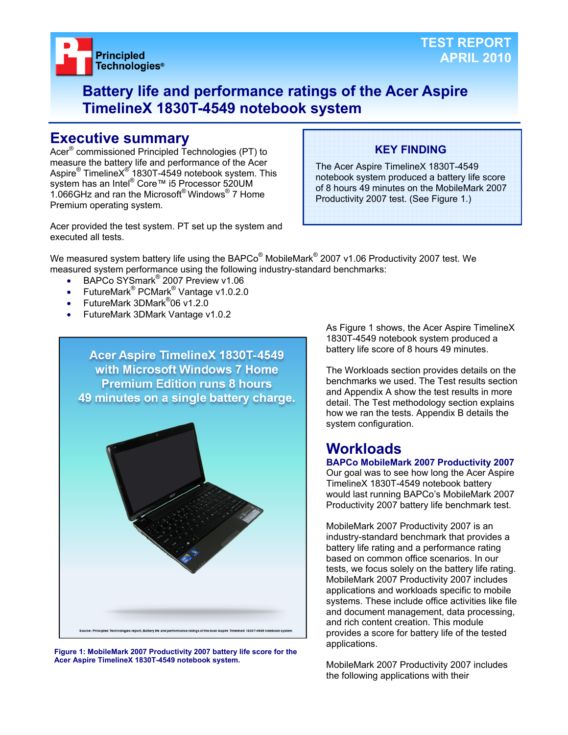TEST REPORT
APRIL 2010

# Battery life and performance ratings of the Acer Aspire TimelineX 1830T-4549 notebook system

## Executive summary

Acer® commissioned Principled Technologies (PT) to measure the battery life and performance of the Acer Aspire® TimelineX® 1830T-4549 notebook system. This system has an Intel® Core™ i5 Processor 520UM 1.066GHz and ran the Microsoft® Windows® 7 Home Premium operating system.

Acer provided the test system. PT set up the system and executed all tests.

> **KEY FINDING**
>
> The Acer Aspire TimelineX 1830T-4549 notebook system produced a battery life score of 8 hours 49 minutes on the MobileMark 2007 Productivity 2007 test. (See Figure 1.)

We measured system battery life using the BAPCo® MobileMark® 2007 v1.06 Productivity 2007 test. We measured system performance using the following industry-standard benchmarks:

- BAPCo SYSmark® 2007 Preview v1.06
- FutureMark® PCMark® Vantage v1.0.2.0
- FutureMark 3DMark®06 v1.2.0
- FutureMark 3DMark Vantage v1.0.2

Acer Aspire TimelineX 1830T-4549 with Microsoft Windows 7 Home Premium Edition runs 8 hours 49 minutes on a single battery charge.

Source: Principled Technologies report, Battery life and performance ratings of the Acer Aspire TimelineX 1830T-4549 notebook system

**Figure 1: MobileMark 2007 Productivity 2007 battery life score for the Acer Aspire TimelineX 1830T-4549 notebook system.**

As Figure 1 shows, the Acer Aspire TimelineX 1830T-4549 notebook system produced a battery life score of 8 hours 49 minutes.

The Workloads section provides details on the benchmarks we used. The Test results section and Appendix A show the test results in more detail. The Test methodology section explains how we ran the tests. Appendix B details the system configuration.

## Workloads

### BAPCo MobileMark 2007 Productivity 2007

Our goal was to see how long the Acer Aspire TimelineX 1830T-4549 notebook battery would last running BAPCo's MobileMark 2007 Productivity 2007 battery life benchmark test.

MobileMark 2007 Productivity 2007 is an industry-standard benchmark that provides a battery life rating and a performance rating based on common office scenarios. In our tests, we focus solely on the battery life rating. MobileMark 2007 Productivity 2007 includes applications and workloads specific to mobile systems. These include office activities like file and document management, data processing, and rich content creation. This module provides a score for battery life of the tested applications.

MobileMark 2007 Productivity 2007 includes the following applications with their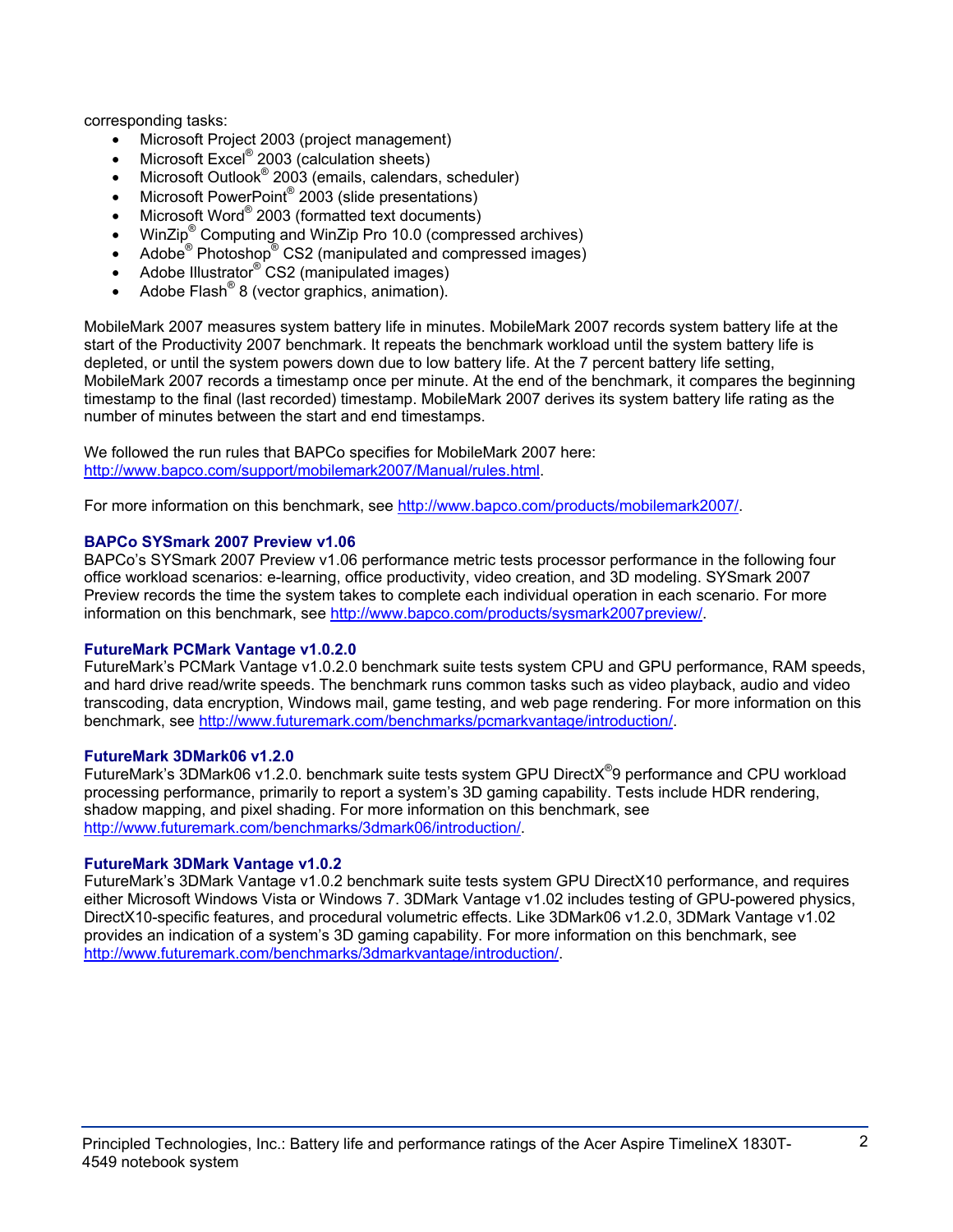corresponding tasks:

- Microsoft Project 2003 (project management)
- Microsoft Excel® 2003 (calculation sheets)
- Microsoft Outlook® 2003 (emails, calendars, scheduler)
- Microsoft PowerPoint® 2003 (slide presentations)
- Microsoft Word® 2003 (formatted text documents)
- WinZip® Computing and WinZip Pro 10.0 (compressed archives)
- Adobe® Photoshop® CS2 (manipulated and compressed images)
- Adobe Illustrator® CS2 (manipulated images)
- Adobe Flash® 8 (vector graphics, animation).

MobileMark 2007 measures system battery life in minutes. MobileMark 2007 records system battery life at the start of the Productivity 2007 benchmark. It repeats the benchmark workload until the system battery life is depleted, or until the system powers down due to low battery life. At the 7 percent battery life setting, MobileMark 2007 records a timestamp once per minute. At the end of the benchmark, it compares the beginning timestamp to the final (last recorded) timestamp. MobileMark 2007 derives its system battery life rating as the number of minutes between the start and end timestamps.

We followed the run rules that BAPCo specifies for MobileMark 2007 here: http://www.bapco.com/support/mobilemark2007/Manual/rules.html.

For more information on this benchmark, see http://www.bapco.com/products/mobilemark2007/.

### BAPCo SYSmark 2007 Preview v1.06

BAPCo's SYSmark 2007 Preview v1.06 performance metric tests processor performance in the following four office workload scenarios: e-learning, office productivity, video creation, and 3D modeling. SYSmark 2007 Preview records the time the system takes to complete each individual operation in each scenario. For more information on this benchmark, see http://www.bapco.com/products/sysmark2007preview/.

### FutureMark PCMark Vantage v1.0.2.0

FutureMark's PCMark Vantage v1.0.2.0 benchmark suite tests system CPU and GPU performance, RAM speeds, and hard drive read/write speeds. The benchmark runs common tasks such as video playback, audio and video transcoding, data encryption, Windows mail, game testing, and web page rendering. For more information on this benchmark, see http://www.futuremark.com/benchmarks/pcmarkvantage/introduction/.

### FutureMark 3DMark06 v1.2.0

FutureMark's 3DMark06 v1.2.0. benchmark suite tests system GPU DirectX®9 performance and CPU workload processing performance, primarily to report a system's 3D gaming capability. Tests include HDR rendering, shadow mapping, and pixel shading. For more information on this benchmark, see http://www.futuremark.com/benchmarks/3dmark06/introduction/.

### FutureMark 3DMark Vantage v1.0.2

FutureMark's 3DMark Vantage v1.0.2 benchmark suite tests system GPU DirectX10 performance, and requires either Microsoft Windows Vista or Windows 7. 3DMark Vantage v1.02 includes testing of GPU-powered physics, DirectX10-specific features, and procedural volumetric effects. Like 3DMark06 v1.2.0, 3DMark Vantage v1.02 provides an indication of a system's 3D gaming capability. For more information on this benchmark, see http://www.futuremark.com/benchmarks/3dmarkvantage/introduction/.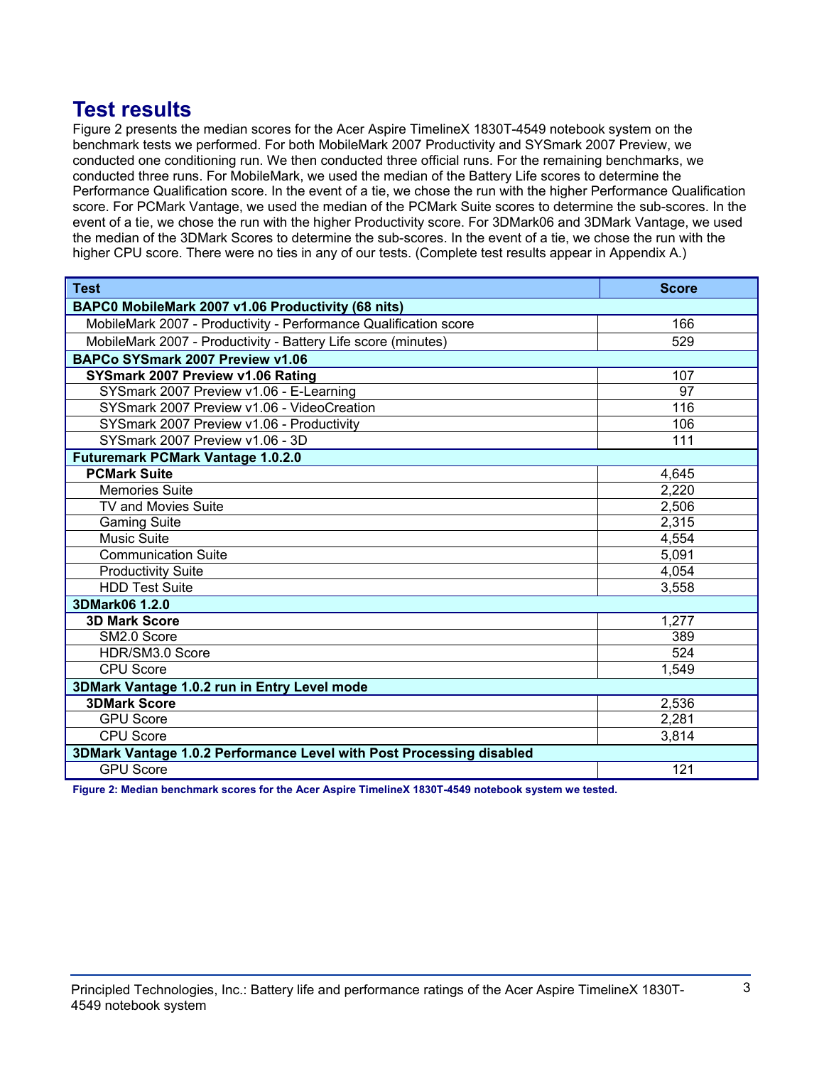## Test results

Figure 2 presents the median scores for the Acer Aspire TimelineX 1830T-4549 notebook system on the benchmark tests we performed. For both MobileMark 2007 Productivity and SYSmark 2007 Preview, we conducted one conditioning run. We then conducted three official runs. For the remaining benchmarks, we conducted three runs. For MobileMark, we used the median of the Battery Life scores to determine the Performance Qualification score. In the event of a tie, we chose the run with the higher Performance Qualification score. For PCMark Vantage, we used the median of the PCMark Suite scores to determine the sub-scores. In the event of a tie, we chose the run with the higher Productivity score. For 3DMark06 and 3DMark Vantage, we used the median of the 3DMark Scores to determine the sub-scores. In the event of a tie, we chose the run with the higher CPU score. There were no ties in any of our tests. (Complete test results appear in Appendix A.)

| Test | Score |
|---|---|
| **BAPC0 MobileMark 2007 v1.06 Productivity (68 nits)** | |
| MobileMark 2007 - Productivity - Performance Qualification score | 166 |
| MobileMark 2007 - Productivity - Battery Life score (minutes) | 529 |
| **BAPCo SYSmark 2007 Preview v1.06** | |
| **SYSmark 2007 Preview v1.06 Rating** | 107 |
| SYSmark 2007 Preview v1.06 - E-Learning | 97 |
| SYSmark 2007 Preview v1.06 - VideoCreation | 116 |
| SYSmark 2007 Preview v1.06 - Productivity | 106 |
| SYSmark 2007 Preview v1.06 - 3D | 111 |
| **Futuremark PCMark Vantage 1.0.2.0** | |
| **PCMark Suite** | 4,645 |
| Memories Suite | 2,220 |
| TV and Movies Suite | 2,506 |
| Gaming Suite | 2,315 |
| Music Suite | 4,554 |
| Communication Suite | 5,091 |
| Productivity Suite | 4,054 |
| HDD Test Suite | 3,558 |
| **3DMark06 1.2.0** | |
| **3D Mark Score** | 1,277 |
| SM2.0 Score | 389 |
| HDR/SM3.0 Score | 524 |
| CPU Score | 1,549 |
| **3DMark Vantage 1.0.2 run in Entry Level mode** | |
| **3DMark Score** | 2,536 |
| GPU Score | 2,281 |
| CPU Score | 3,814 |
| **3DMark Vantage 1.0.2 Performance Level with Post Processing disabled** | |
| GPU Score | 121 |

**Figure 2: Median benchmark scores for the Acer Aspire TimelineX 1830T-4549 notebook system we tested.**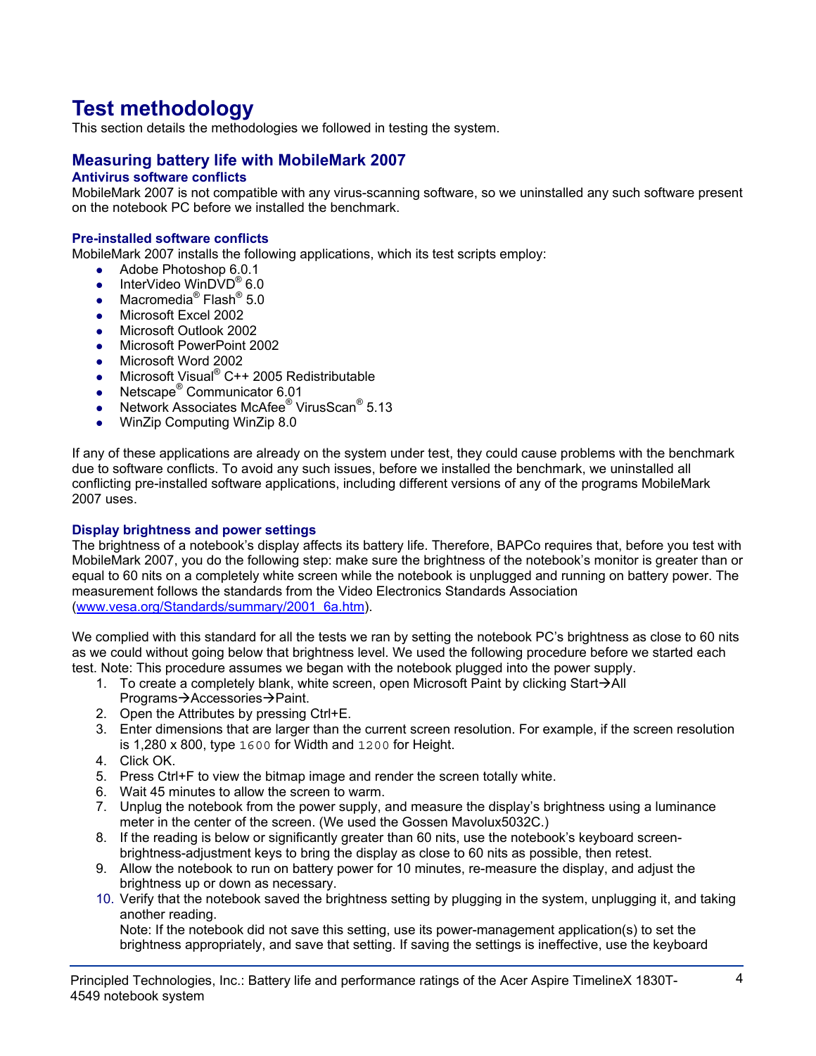# Test methodology

This section details the methodologies we followed in testing the system.

## Measuring battery life with MobileMark 2007

### Antivirus software conflicts

MobileMark 2007 is not compatible with any virus-scanning software, so we uninstalled any such software present on the notebook PC before we installed the benchmark.

### Pre-installed software conflicts

MobileMark 2007 installs the following applications, which its test scripts employ:

- Adobe Photoshop 6.0.1
- InterVideo WinDVD® 6.0
- Macromedia® Flash® 5.0
- Microsoft Excel 2002
- Microsoft Outlook 2002
- Microsoft PowerPoint 2002
- Microsoft Word 2002
- Microsoft Visual® C++ 2005 Redistributable
- Netscape® Communicator 6.01
- Network Associates McAfee® VirusScan® 5.13
- WinZip Computing WinZip 8.0

If any of these applications are already on the system under test, they could cause problems with the benchmark due to software conflicts. To avoid any such issues, before we installed the benchmark, we uninstalled all conflicting pre-installed software applications, including different versions of any of the programs MobileMark 2007 uses.

### Display brightness and power settings

The brightness of a notebook's display affects its battery life. Therefore, BAPCo requires that, before you test with MobileMark 2007, you do the following step: make sure the brightness of the notebook's monitor is greater than or equal to 60 nits on a completely white screen while the notebook is unplugged and running on battery power. The measurement follows the standards from the Video Electronics Standards Association (www.vesa.org/Standards/summary/2001_6a.htm).

We complied with this standard for all the tests we ran by setting the notebook PC's brightness as close to 60 nits as we could without going below that brightness level. We used the following procedure before we started each test. Note: This procedure assumes we began with the notebook plugged into the power supply.

1. To create a completely blank, white screen, open Microsoft Paint by clicking Start→All Programs→Accessories→Paint.
2. Open the Attributes by pressing Ctrl+E.
3. Enter dimensions that are larger than the current screen resolution. For example, if the screen resolution is 1,280 x 800, type `1600` for Width and `1200` for Height.
4. Click OK.
5. Press Ctrl+F to view the bitmap image and render the screen totally white.
6. Wait 45 minutes to allow the screen to warm.
7. Unplug the notebook from the power supply, and measure the display's brightness using a luminance meter in the center of the screen. (We used the Gossen Mavolux5032C.)
8. If the reading is below or significantly greater than 60 nits, use the notebook's keyboard screen-brightness-adjustment keys to bring the display as close to 60 nits as possible, then retest.
9. Allow the notebook to run on battery power for 10 minutes, re-measure the display, and adjust the brightness up or down as necessary.
10. Verify that the notebook saved the brightness setting by plugging in the system, unplugging it, and taking another reading.
    Note: If the notebook did not save this setting, use its power-management application(s) to set the brightness appropriately, and save that setting. If saving the settings is ineffective, use the keyboard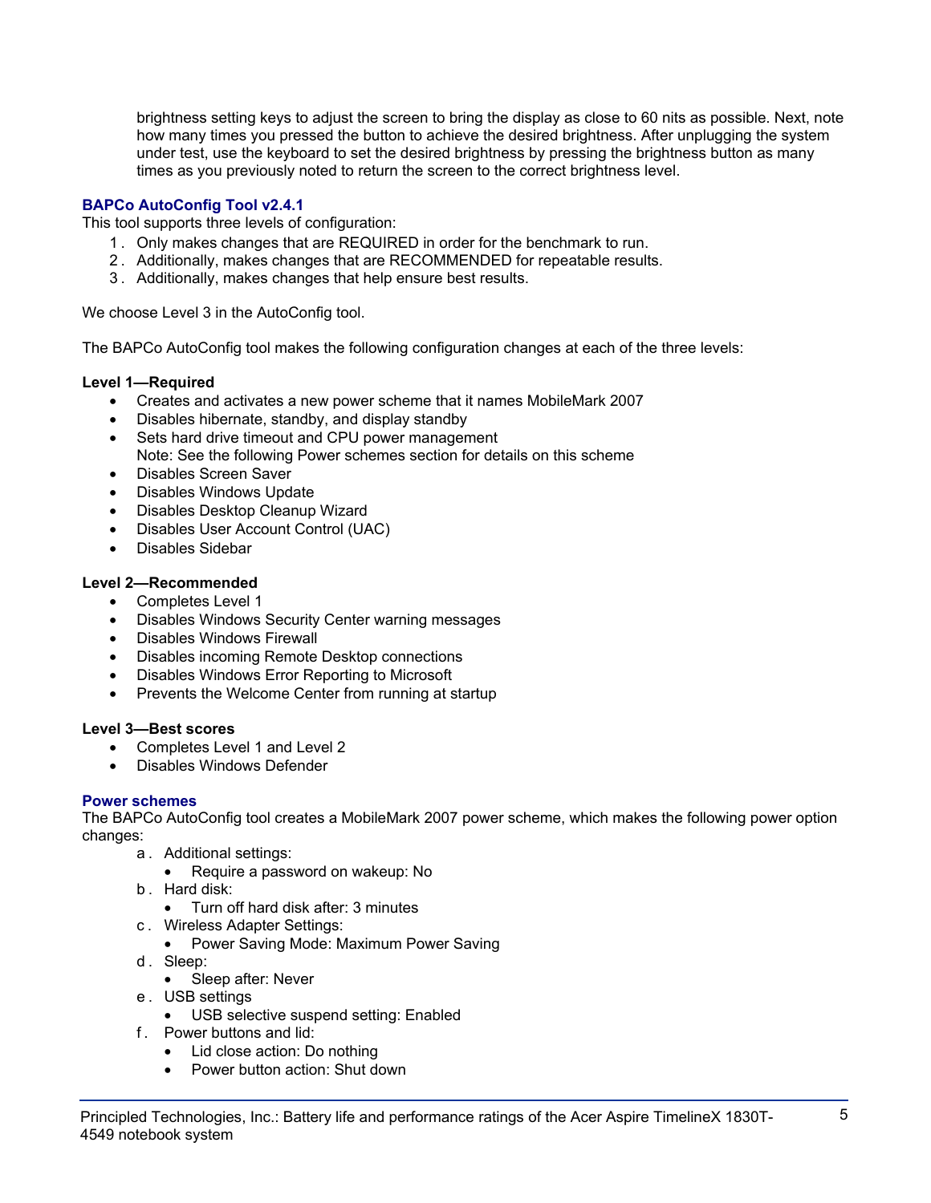brightness setting keys to adjust the screen to bring the display as close to 60 nits as possible. Next, note how many times you pressed the button to achieve the desired brightness. After unplugging the system under test, use the keyboard to set the desired brightness by pressing the brightness button as many times as you previously noted to return the screen to the correct brightness level.

### BAPCo AutoConfig Tool v2.4.1

This tool supports three levels of configuration:

1. Only makes changes that are REQUIRED in order for the benchmark to run.
2. Additionally, makes changes that are RECOMMENDED for repeatable results.
3. Additionally, makes changes that help ensure best results.

We choose Level 3 in the AutoConfig tool.

The BAPCo AutoConfig tool makes the following configuration changes at each of the three levels:

**Level 1—Required**

- Creates and activates a new power scheme that it names MobileMark 2007
- Disables hibernate, standby, and display standby
- Sets hard drive timeout and CPU power management
  Note: See the following Power schemes section for details on this scheme
- Disables Screen Saver
- Disables Windows Update
- Disables Desktop Cleanup Wizard
- Disables User Account Control (UAC)
- Disables Sidebar

**Level 2—Recommended**

- Completes Level 1
- Disables Windows Security Center warning messages
- Disables Windows Firewall
- Disables incoming Remote Desktop connections
- Disables Windows Error Reporting to Microsoft
- Prevents the Welcome Center from running at startup

**Level 3—Best scores**

- Completes Level 1 and Level 2
- Disables Windows Defender

### Power schemes

The BAPCo AutoConfig tool creates a MobileMark 2007 power scheme, which makes the following power option changes:

a. Additional settings:
   - Require a password on wakeup: No
b. Hard disk:
   - Turn off hard disk after: 3 minutes
c. Wireless Adapter Settings:
   - Power Saving Mode: Maximum Power Saving
d. Sleep:
   - Sleep after: Never
e. USB settings
   - USB selective suspend setting: Enabled
f. Power buttons and lid:
   - Lid close action: Do nothing
   - Power button action: Shut down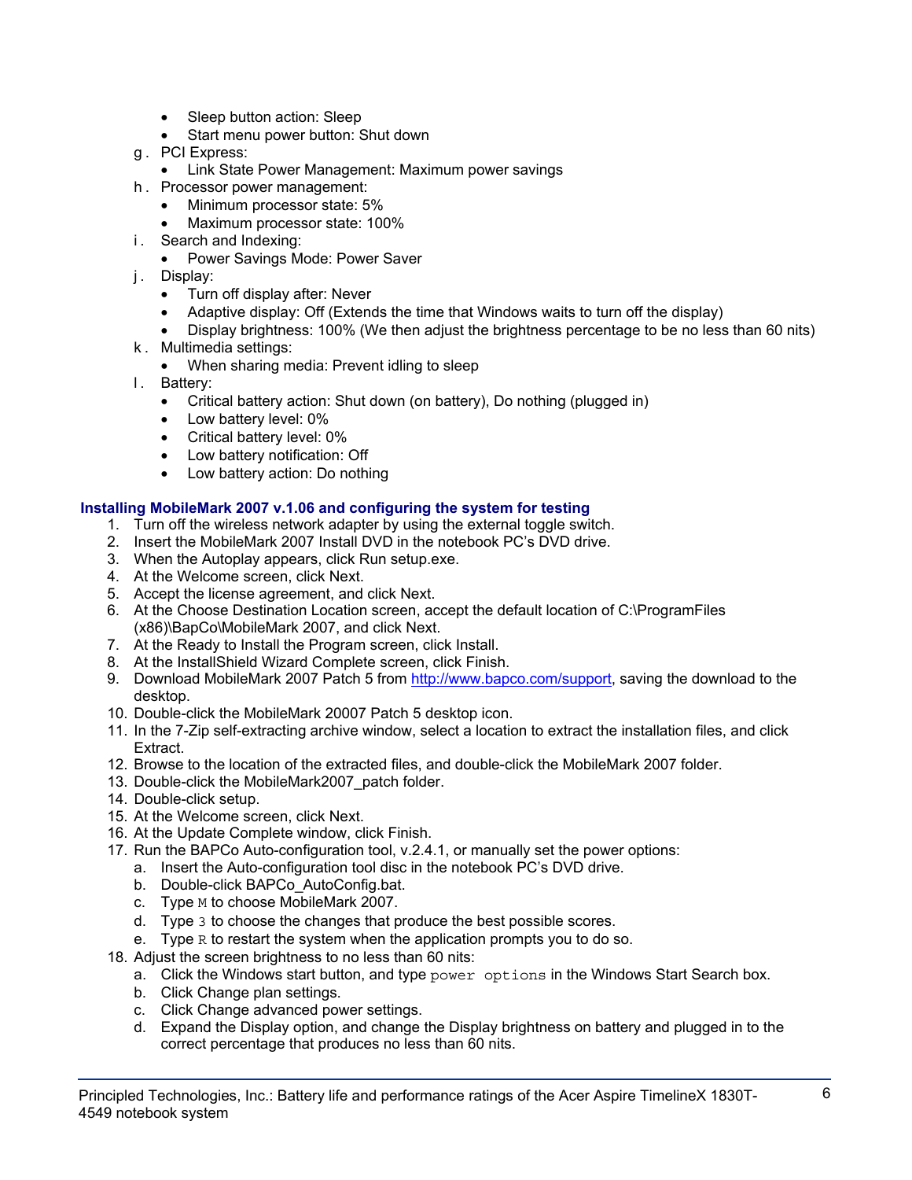- Sleep button action: Sleep
    - Start menu power button: Shut down

g. PCI Express:
    - Link State Power Management: Maximum power savings

h. Processor power management:
    - Minimum processor state: 5%
    - Maximum processor state: 100%

i. Search and Indexing:
    - Power Savings Mode: Power Saver

j. Display:
    - Turn off display after: Never
    - Adaptive display: Off (Extends the time that Windows waits to turn off the display)
    - Display brightness: 100% (We then adjust the brightness percentage to be no less than 60 nits)

k. Multimedia settings:
    - When sharing media: Prevent idling to sleep

l. Battery:
    - Critical battery action: Shut down (on battery), Do nothing (plugged in)
    - Low battery level: 0%
    - Critical battery level: 0%
    - Low battery notification: Off
    - Low battery action: Do nothing

### Installing MobileMark 2007 v.1.06 and configuring the system for testing

1. Turn off the wireless network adapter by using the external toggle switch.
2. Insert the MobileMark 2007 Install DVD in the notebook PC's DVD drive.
3. When the Autoplay appears, click Run setup.exe.
4. At the Welcome screen, click Next.
5. Accept the license agreement, and click Next.
6. At the Choose Destination Location screen, accept the default location of C:\ProgramFiles (x86)\BapCo\MobileMark 2007, and click Next.
7. At the Ready to Install the Program screen, click Install.
8. At the InstallShield Wizard Complete screen, click Finish.
9. Download MobileMark 2007 Patch 5 from http://www.bapco.com/support, saving the download to the desktop.
10. Double-click the MobileMark 20007 Patch 5 desktop icon.
11. In the 7-Zip self-extracting archive window, select a location to extract the installation files, and click Extract.
12. Browse to the location of the extracted files, and double-click the MobileMark 2007 folder.
13. Double-click the MobileMark2007_patch folder.
14. Double-click setup.
15. At the Welcome screen, click Next.
16. At the Update Complete window, click Finish.
17. Run the BAPCo Auto-configuration tool, v.2.4.1, or manually set the power options:
    a. Insert the Auto-configuration tool disc in the notebook PC's DVD drive.
    b. Double-click BAPCo_AutoConfig.bat.
    c. Type `M` to choose MobileMark 2007.
    d. Type `3` to choose the changes that produce the best possible scores.
    e. Type `R` to restart the system when the application prompts you to do so.
18. Adjust the screen brightness to no less than 60 nits:
    a. Click the Windows start button, and type `power options` in the Windows Start Search box.
    b. Click Change plan settings.
    c. Click Change advanced power settings.
    d. Expand the Display option, and change the Display brightness on battery and plugged in to the correct percentage that produces no less than 60 nits.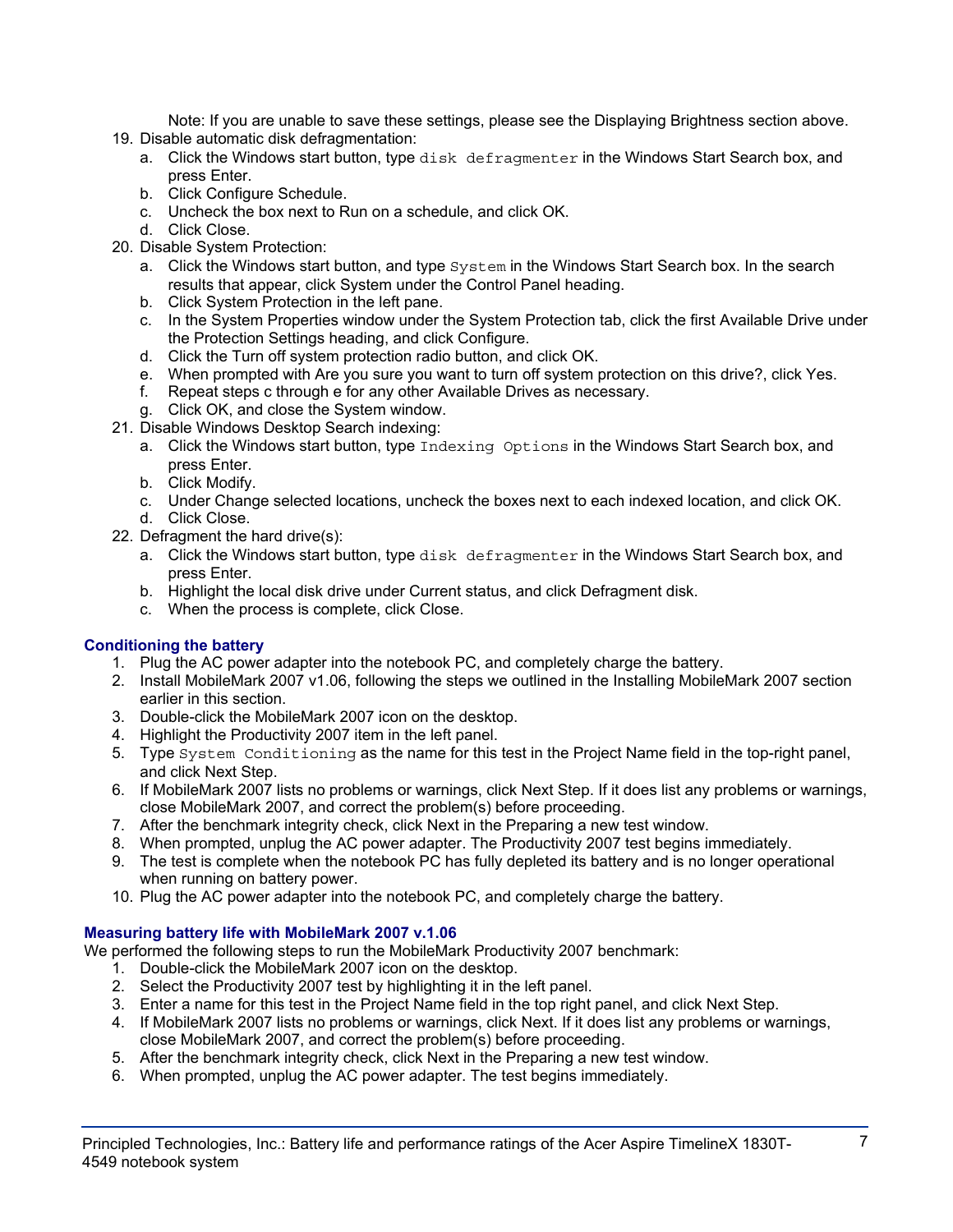Note: If you are unable to save these settings, please see the Displaying Brightness section above.

19. Disable automatic disk defragmentation:
    a. Click the Windows start button, type `disk defragmenter` in the Windows Start Search box, and press Enter.
    b. Click Configure Schedule.
    c. Uncheck the box next to Run on a schedule, and click OK.
    d. Click Close.
20. Disable System Protection:
    a. Click the Windows start button, and type `System` in the Windows Start Search box. In the search results that appear, click System under the Control Panel heading.
    b. Click System Protection in the left pane.
    c. In the System Properties window under the System Protection tab, click the first Available Drive under the Protection Settings heading, and click Configure.
    d. Click the Turn off system protection radio button, and click OK.
    e. When prompted with Are you sure you want to turn off system protection on this drive?, click Yes.
    f. Repeat steps c through e for any other Available Drives as necessary.
    g. Click OK, and close the System window.
21. Disable Windows Desktop Search indexing:
    a. Click the Windows start button, type `Indexing Options` in the Windows Start Search box, and press Enter.
    b. Click Modify.
    c. Under Change selected locations, uncheck the boxes next to each indexed location, and click OK.
    d. Click Close.
22. Defragment the hard drive(s):
    a. Click the Windows start button, type `disk defragmenter` in the Windows Start Search box, and press Enter.
    b. Highlight the local disk drive under Current status, and click Defragment disk.
    c. When the process is complete, click Close.

### Conditioning the battery

1. Plug the AC power adapter into the notebook PC, and completely charge the battery.
2. Install MobileMark 2007 v1.06, following the steps we outlined in the Installing MobileMark 2007 section earlier in this section.
3. Double-click the MobileMark 2007 icon on the desktop.
4. Highlight the Productivity 2007 item in the left panel.
5. Type `System Conditioning` as the name for this test in the Project Name field in the top-right panel, and click Next Step.
6. If MobileMark 2007 lists no problems or warnings, click Next Step. If it does list any problems or warnings, close MobileMark 2007, and correct the problem(s) before proceeding.
7. After the benchmark integrity check, click Next in the Preparing a new test window.
8. When prompted, unplug the AC power adapter. The Productivity 2007 test begins immediately.
9. The test is complete when the notebook PC has fully depleted its battery and is no longer operational when running on battery power.
10. Plug the AC power adapter into the notebook PC, and completely charge the battery.

### Measuring battery life with MobileMark 2007 v.1.06

We performed the following steps to run the MobileMark Productivity 2007 benchmark:

1. Double-click the MobileMark 2007 icon on the desktop.
2. Select the Productivity 2007 test by highlighting it in the left panel.
3. Enter a name for this test in the Project Name field in the top right panel, and click Next Step.
4. If MobileMark 2007 lists no problems or warnings, click Next. If it does list any problems or warnings, close MobileMark 2007, and correct the problem(s) before proceeding.
5. After the benchmark integrity check, click Next in the Preparing a new test window.
6. When prompted, unplug the AC power adapter. The test begins immediately.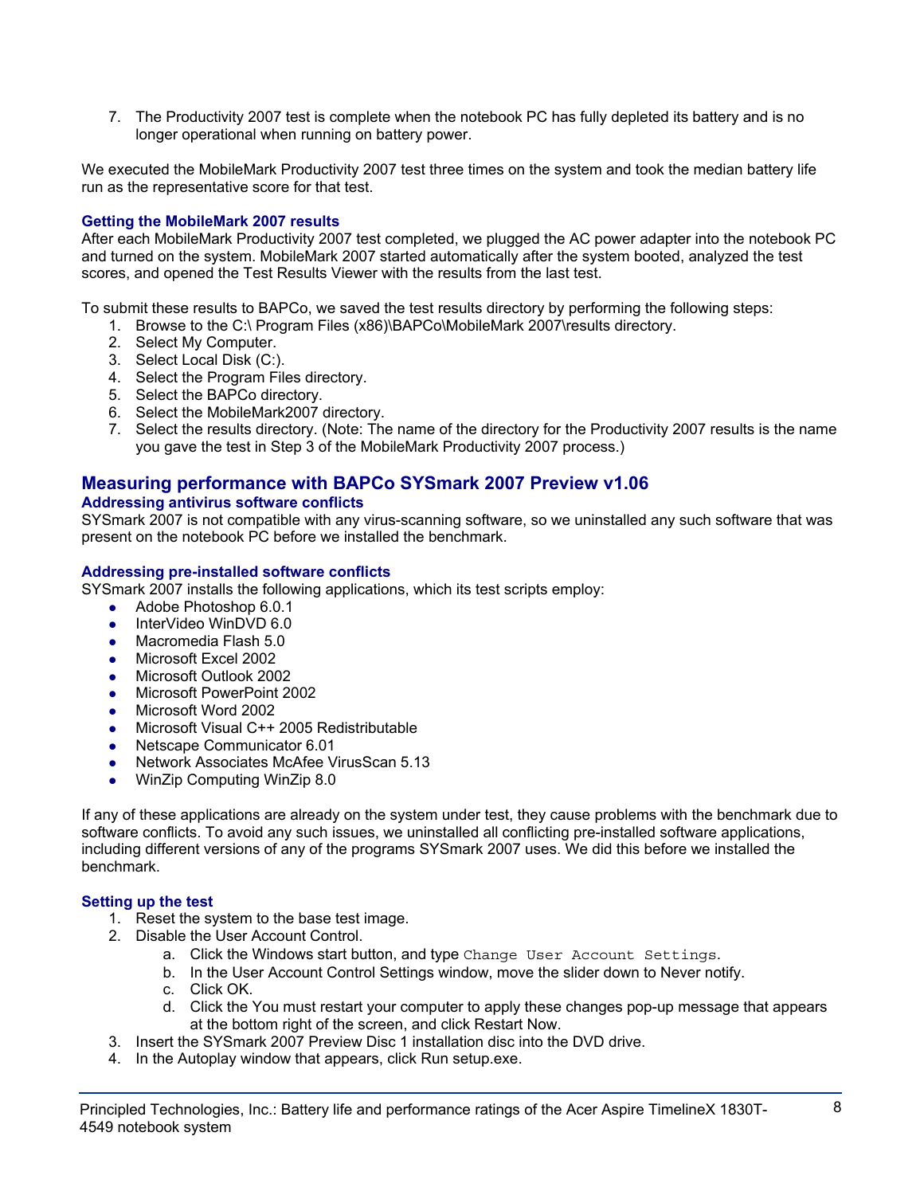7. The Productivity 2007 test is complete when the notebook PC has fully depleted its battery and is no longer operational when running on battery power.

We executed the MobileMark Productivity 2007 test three times on the system and took the median battery life run as the representative score for that test.

### Getting the MobileMark 2007 results

After each MobileMark Productivity 2007 test completed, we plugged the AC power adapter into the notebook PC and turned on the system. MobileMark 2007 started automatically after the system booted, analyzed the test scores, and opened the Test Results Viewer with the results from the last test.

To submit these results to BAPCo, we saved the test results directory by performing the following steps:

1. Browse to the C:\ Program Files (x86)\BAPCo\MobileMark 2007\results directory.
2. Select My Computer.
3. Select Local Disk (C:).
4. Select the Program Files directory.
5. Select the BAPCo directory.
6. Select the MobileMark2007 directory.
7. Select the results directory. (Note: The name of the directory for the Productivity 2007 results is the name you gave the test in Step 3 of the MobileMark Productivity 2007 process.)

## Measuring performance with BAPCo SYSmark 2007 Preview v1.06

### Addressing antivirus software conflicts

SYSmark 2007 is not compatible with any virus-scanning software, so we uninstalled any such software that was present on the notebook PC before we installed the benchmark.

### Addressing pre-installed software conflicts

SYSmark 2007 installs the following applications, which its test scripts employ:

- Adobe Photoshop 6.0.1
- InterVideo WinDVD 6.0
- Macromedia Flash 5.0
- Microsoft Excel 2002
- Microsoft Outlook 2002
- Microsoft PowerPoint 2002
- Microsoft Word 2002
- Microsoft Visual C++ 2005 Redistributable
- Netscape Communicator 6.01
- Network Associates McAfee VirusScan 5.13
- WinZip Computing WinZip 8.0

If any of these applications are already on the system under test, they cause problems with the benchmark due to software conflicts. To avoid any such issues, we uninstalled all conflicting pre-installed software applications, including different versions of any of the programs SYSmark 2007 uses. We did this before we installed the benchmark.

### Setting up the test

1. Reset the system to the base test image.
2. Disable the User Account Control.
   a. Click the Windows start button, and type `Change User Account Settings`.
   b. In the User Account Control Settings window, move the slider down to Never notify.
   c. Click OK.
   d. Click the You must restart your computer to apply these changes pop-up message that appears at the bottom right of the screen, and click Restart Now.
3. Insert the SYSmark 2007 Preview Disc 1 installation disc into the DVD drive.
4. In the Autoplay window that appears, click Run setup.exe.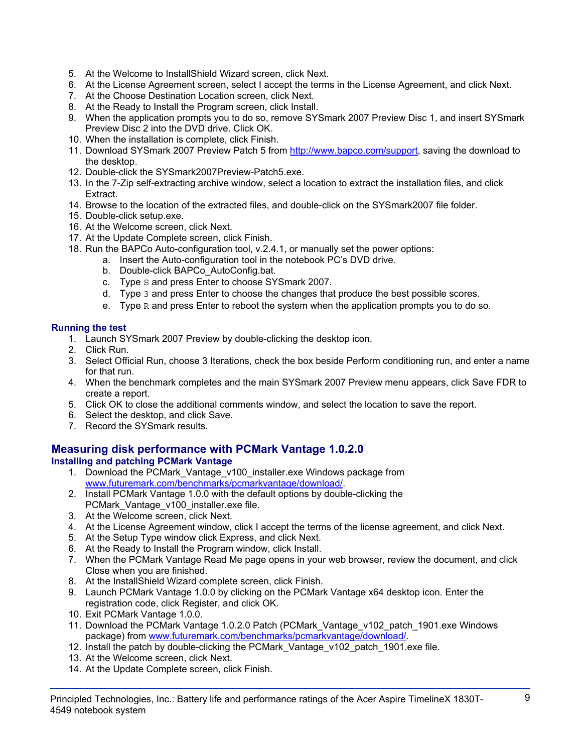5. At the Welcome to InstallShield Wizard screen, click Next.
6. At the License Agreement screen, select I accept the terms in the License Agreement, and click Next.
7. At the Choose Destination Location screen, click Next.
8. At the Ready to Install the Program screen, click Install.
9. When the application prompts you to do so, remove SYSmark 2007 Preview Disc 1, and insert SYSmark Preview Disc 2 into the DVD drive. Click OK.
10. When the installation is complete, click Finish.
11. Download SYSmark 2007 Preview Patch 5 from http://www.bapco.com/support, saving the download to the desktop.
12. Double-click the SYSmark2007Preview-Patch5.exe.
13. In the 7-Zip self-extracting archive window, select a location to extract the installation files, and click Extract.
14. Browse to the location of the extracted files, and double-click on the SYSmark2007 file folder.
15. Double-click setup.exe.
16. At the Welcome screen, click Next.
17. At the Update Complete screen, click Finish.
18. Run the BAPCo Auto-configuration tool, v.2.4.1, or manually set the power options:
    a. Insert the Auto-configuration tool in the notebook PC's DVD drive.
    b. Double-click BAPCo_AutoConfig.bat.
    c. Type `S` and press Enter to choose SYSmark 2007.
    d. Type `3` and press Enter to choose the changes that produce the best possible scores.
    e. Type `R` and press Enter to reboot the system when the application prompts you to do so.

### Running the test

1. Launch SYSmark 2007 Preview by double-clicking the desktop icon.
2. Click Run.
3. Select Official Run, choose 3 Iterations, check the box beside Perform conditioning run, and enter a name for that run.
4. When the benchmark completes and the main SYSmark 2007 Preview menu appears, click Save FDR to create a report.
5. Click OK to close the additional comments window, and select the location to save the report.
6. Select the desktop, and click Save.
7. Record the SYSmark results.

## Measuring disk performance with PCMark Vantage 1.0.2.0

### Installing and patching PCMark Vantage

1. Download the PCMark_Vantage_v100_installer.exe Windows package from www.futuremark.com/benchmarks/pcmarkvantage/download/.
2. Install PCMark Vantage 1.0.0 with the default options by double-clicking the PCMark_Vantage_v100_installer.exe file.
3. At the Welcome screen, click Next.
4. At the License Agreement window, click I accept the terms of the license agreement, and click Next.
5. At the Setup Type window click Express, and click Next.
6. At the Ready to Install the Program window, click Install.
7. When the PCMark Vantage Read Me page opens in your web browser, review the document, and click Close when you are finished.
8. At the InstallShield Wizard complete screen, click Finish.
9. Launch PCMark Vantage 1.0.0 by clicking on the PCMark Vantage x64 desktop icon. Enter the registration code, click Register, and click OK.
10. Exit PCMark Vantage 1.0.0.
11. Download the PCMark Vantage 1.0.2.0 Patch (PCMark_Vantage_v102_patch_1901.exe Windows package) from www.futuremark.com/benchmarks/pcmarkvantage/download/.
12. Install the patch by double-clicking the PCMark_Vantage_v102_patch_1901.exe file.
13. At the Welcome screen, click Next.
14. At the Update Complete screen, click Finish.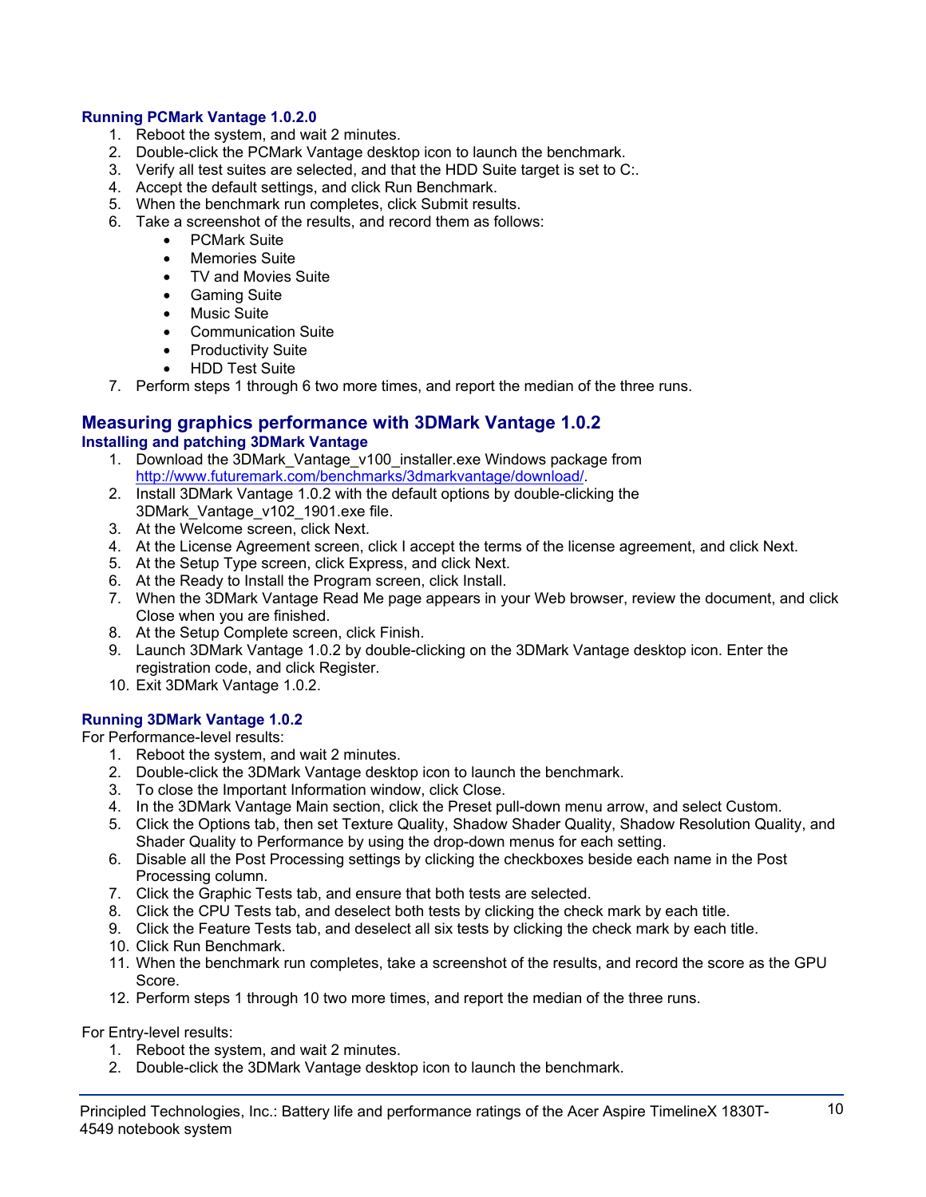### Running PCMark Vantage 1.0.2.0

1. Reboot the system, and wait 2 minutes.
2. Double-click the PCMark Vantage desktop icon to launch the benchmark.
3. Verify all test suites are selected, and that the HDD Suite target is set to C:.
4. Accept the default settings, and click Run Benchmark.
5. When the benchmark run completes, click Submit results.
6. Take a screenshot of the results, and record them as follows:
    - PCMark Suite
    - Memories Suite
    - TV and Movies Suite
    - Gaming Suite
    - Music Suite
    - Communication Suite
    - Productivity Suite
    - HDD Test Suite
7. Perform steps 1 through 6 two more times, and report the median of the three runs.

## Measuring graphics performance with 3DMark Vantage 1.0.2

### Installing and patching 3DMark Vantage

1. Download the 3DMark_Vantage_v100_installer.exe Windows package from http://www.futuremark.com/benchmarks/3dmarkvantage/download/.
2. Install 3DMark Vantage 1.0.2 with the default options by double-clicking the 3DMark_Vantage_v102_1901.exe file.
3. At the Welcome screen, click Next.
4. At the License Agreement screen, click I accept the terms of the license agreement, and click Next.
5. At the Setup Type screen, click Express, and click Next.
6. At the Ready to Install the Program screen, click Install.
7. When the 3DMark Vantage Read Me page appears in your Web browser, review the document, and click Close when you are finished.
8. At the Setup Complete screen, click Finish.
9. Launch 3DMark Vantage 1.0.2 by double-clicking on the 3DMark Vantage desktop icon. Enter the registration code, and click Register.
10. Exit 3DMark Vantage 1.0.2.

### Running 3DMark Vantage 1.0.2

For Performance-level results:

1. Reboot the system, and wait 2 minutes.
2. Double-click the 3DMark Vantage desktop icon to launch the benchmark.
3. To close the Important Information window, click Close.
4. In the 3DMark Vantage Main section, click the Preset pull-down menu arrow, and select Custom.
5. Click the Options tab, then set Texture Quality, Shadow Shader Quality, Shadow Resolution Quality, and Shader Quality to Performance by using the drop-down menus for each setting.
6. Disable all the Post Processing settings by clicking the checkboxes beside each name in the Post Processing column.
7. Click the Graphic Tests tab, and ensure that both tests are selected.
8. Click the CPU Tests tab, and deselect both tests by clicking the check mark by each title.
9. Click the Feature Tests tab, and deselect all six tests by clicking the check mark by each title.
10. Click Run Benchmark.
11. When the benchmark run completes, take a screenshot of the results, and record the score as the GPU Score.
12. Perform steps 1 through 10 two more times, and report the median of the three runs.

For Entry-level results:

1. Reboot the system, and wait 2 minutes.
2. Double-click the 3DMark Vantage desktop icon to launch the benchmark.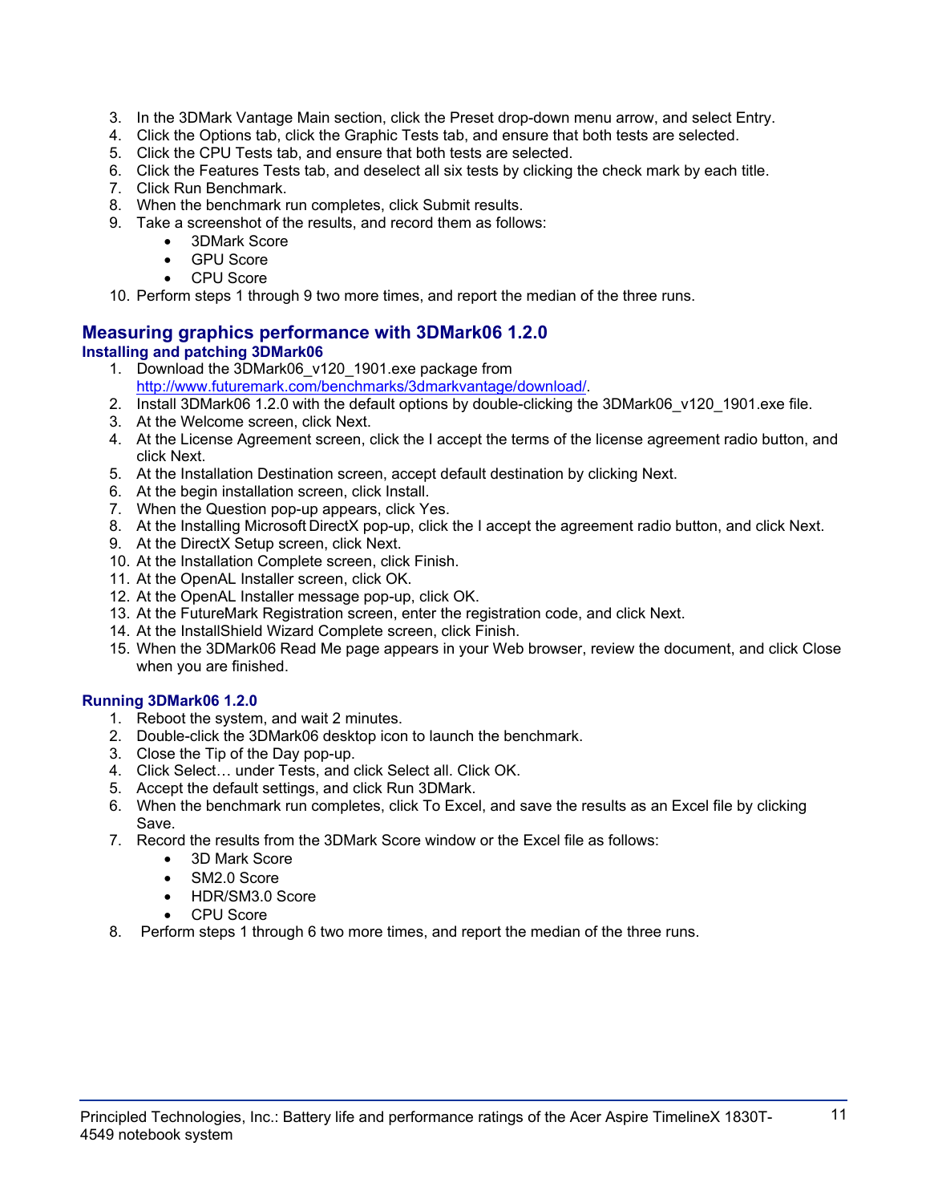3. In the 3DMark Vantage Main section, click the Preset drop-down menu arrow, and select Entry.
4. Click the Options tab, click the Graphic Tests tab, and ensure that both tests are selected.
5. Click the CPU Tests tab, and ensure that both tests are selected.
6. Click the Features Tests tab, and deselect all six tests by clicking the check mark by each title.
7. Click Run Benchmark.
8. When the benchmark run completes, click Submit results.
9. Take a screenshot of the results, and record them as follows:
   - 3DMark Score
   - GPU Score
   - CPU Score
10. Perform steps 1 through 9 two more times, and report the median of the three runs.

## Measuring graphics performance with 3DMark06 1.2.0

### Installing and patching 3DMark06

1. Download the 3DMark06_v120_1901.exe package from http://www.futuremark.com/benchmarks/3dmarkvantage/download/.
2. Install 3DMark06 1.2.0 with the default options by double-clicking the 3DMark06_v120_1901.exe file.
3. At the Welcome screen, click Next.
4. At the License Agreement screen, click the I accept the terms of the license agreement radio button, and click Next.
5. At the Installation Destination screen, accept default destination by clicking Next.
6. At the begin installation screen, click Install.
7. When the Question pop-up appears, click Yes.
8. At the Installing Microsoft DirectX pop-up, click the I accept the agreement radio button, and click Next.
9. At the DirectX Setup screen, click Next.
10. At the Installation Complete screen, click Finish.
11. At the OpenAL Installer screen, click OK.
12. At the OpenAL Installer message pop-up, click OK.
13. At the FutureMark Registration screen, enter the registration code, and click Next.
14. At the InstallShield Wizard Complete screen, click Finish.
15. When the 3DMark06 Read Me page appears in your Web browser, review the document, and click Close when you are finished.

### Running 3DMark06 1.2.0

1. Reboot the system, and wait 2 minutes.
2. Double-click the 3DMark06 desktop icon to launch the benchmark.
3. Close the Tip of the Day pop-up.
4. Click Select… under Tests, and click Select all. Click OK.
5. Accept the default settings, and click Run 3DMark.
6. When the benchmark run completes, click To Excel, and save the results as an Excel file by clicking Save.
7. Record the results from the 3DMark Score window or the Excel file as follows:
   - 3D Mark Score
   - SM2.0 Score
   - HDR/SM3.0 Score
   - CPU Score
8. Perform steps 1 through 6 two more times, and report the median of the three runs.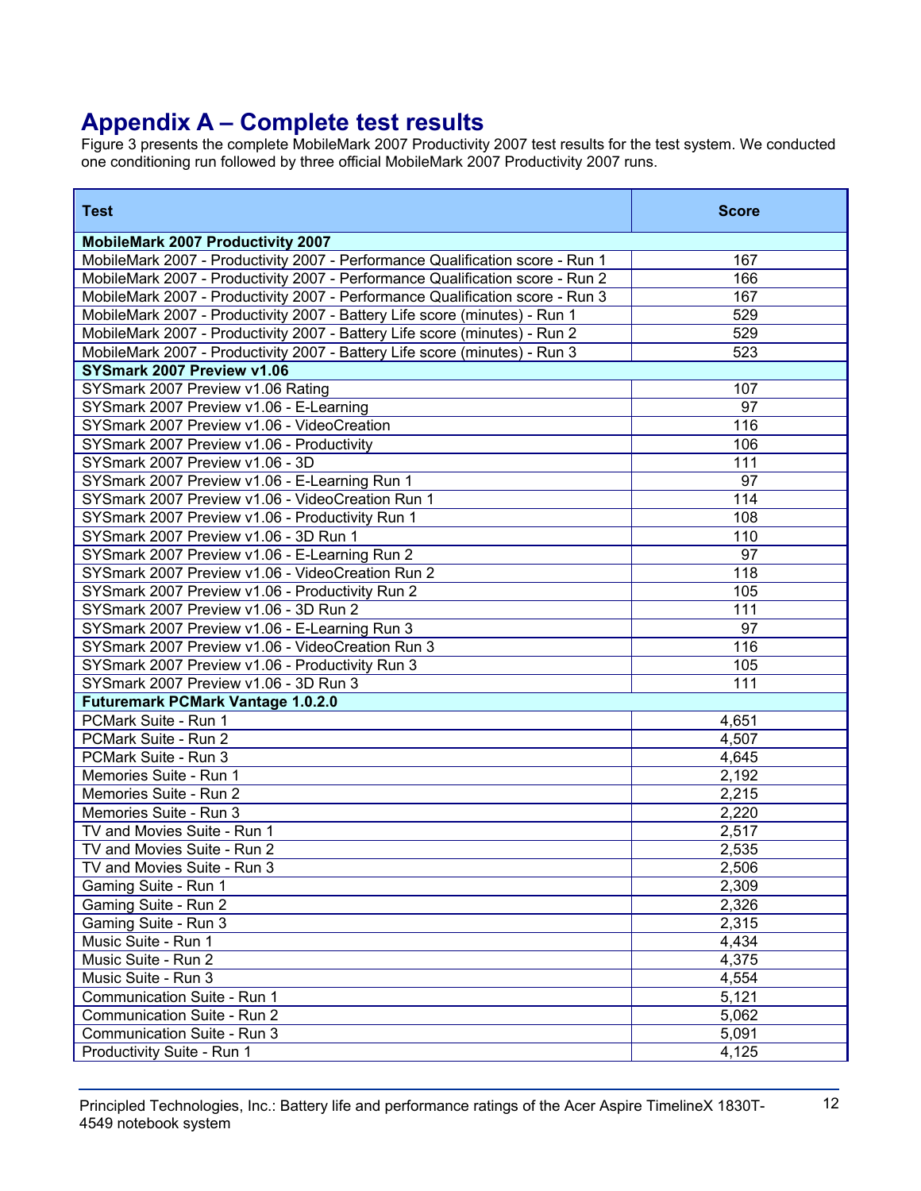# Appendix A – Complete test results

Figure 3 presents the complete MobileMark 2007 Productivity 2007 test results for the test system. We conducted one conditioning run followed by three official MobileMark 2007 Productivity 2007 runs.

| Test | Score |
|---|---|
| **MobileMark 2007 Productivity 2007** | |
| MobileMark 2007 - Productivity 2007 - Performance Qualification score - Run 1 | 167 |
| MobileMark 2007 - Productivity 2007 - Performance Qualification score - Run 2 | 166 |
| MobileMark 2007 - Productivity 2007 - Performance Qualification score - Run 3 | 167 |
| MobileMark 2007 - Productivity 2007 - Battery Life score (minutes) - Run 1 | 529 |
| MobileMark 2007 - Productivity 2007 - Battery Life score (minutes) - Run 2 | 529 |
| MobileMark 2007 - Productivity 2007 - Battery Life score (minutes) - Run 3 | 523 |
| **SYSmark 2007 Preview v1.06** | |
| SYSmark 2007 Preview v1.06 Rating | 107 |
| SYSmark 2007 Preview v1.06 - E-Learning | 97 |
| SYSmark 2007 Preview v1.06 - VideoCreation | 116 |
| SYSmark 2007 Preview v1.06 - Productivity | 106 |
| SYSmark 2007 Preview v1.06 - 3D | 111 |
| SYSmark 2007 Preview v1.06 - E-Learning Run 1 | 97 |
| SYSmark 2007 Preview v1.06 - VideoCreation Run 1 | 114 |
| SYSmark 2007 Preview v1.06 - Productivity Run 1 | 108 |
| SYSmark 2007 Preview v1.06 - 3D Run 1 | 110 |
| SYSmark 2007 Preview v1.06 - E-Learning Run 2 | 97 |
| SYSmark 2007 Preview v1.06 - VideoCreation Run 2 | 118 |
| SYSmark 2007 Preview v1.06 - Productivity Run 2 | 105 |
| SYSmark 2007 Preview v1.06 - 3D Run 2 | 111 |
| SYSmark 2007 Preview v1.06 - E-Learning Run 3 | 97 |
| SYSmark 2007 Preview v1.06 - VideoCreation Run 3 | 116 |
| SYSmark 2007 Preview v1.06 - Productivity Run 3 | 105 |
| SYSmark 2007 Preview v1.06 - 3D Run 3 | 111 |
| **Futuremark PCMark Vantage 1.0.2.0** | |
| PCMark Suite - Run 1 | 4,651 |
| PCMark Suite - Run 2 | 4,507 |
| PCMark Suite - Run 3 | 4,645 |
| Memories Suite - Run 1 | 2,192 |
| Memories Suite - Run 2 | 2,215 |
| Memories Suite - Run 3 | 2,220 |
| TV and Movies Suite - Run 1 | 2,517 |
| TV and Movies Suite - Run 2 | 2,535 |
| TV and Movies Suite - Run 3 | 2,506 |
| Gaming Suite - Run 1 | 2,309 |
| Gaming Suite - Run 2 | 2,326 |
| Gaming Suite - Run 3 | 2,315 |
| Music Suite - Run 1 | 4,434 |
| Music Suite - Run 2 | 4,375 |
| Music Suite - Run 3 | 4,554 |
| Communication Suite - Run 1 | 5,121 |
| Communication Suite - Run 2 | 5,062 |
| Communication Suite - Run 3 | 5,091 |
| Productivity Suite - Run 1 | 4,125 |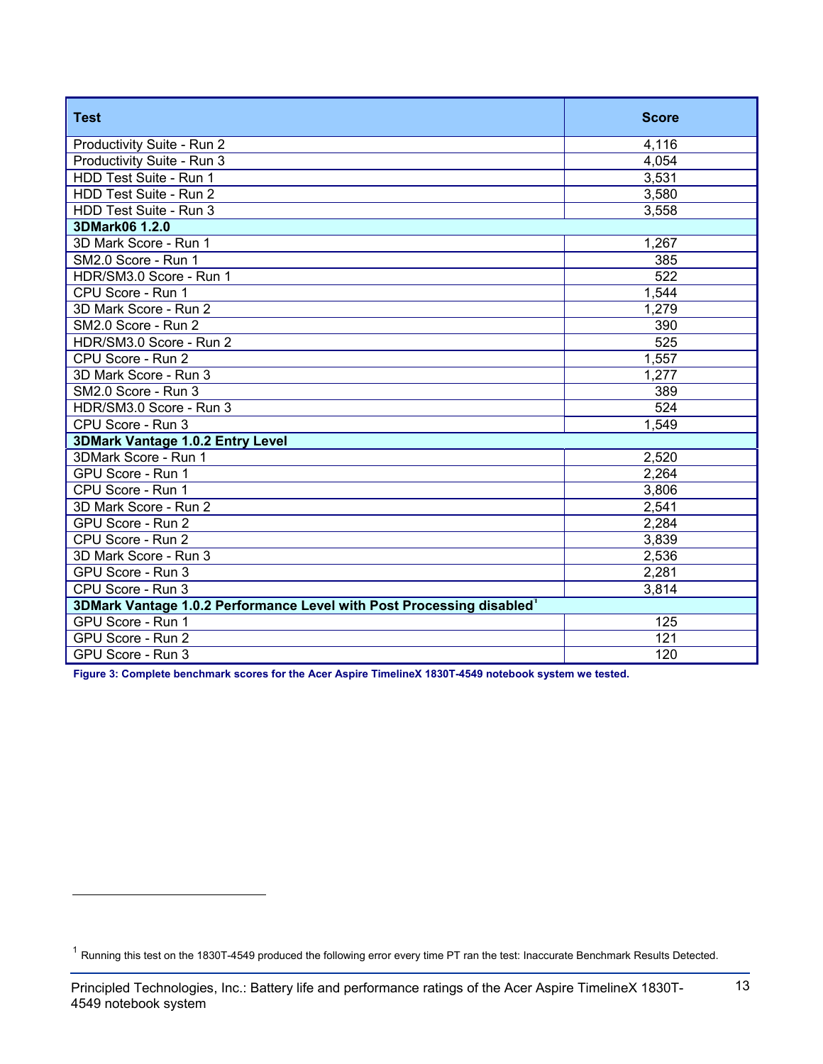| Test | Score |
| --- | --- |
| Productivity Suite - Run 2 | 4,116 |
| Productivity Suite - Run 3 | 4,054 |
| HDD Test Suite - Run 1 | 3,531 |
| HDD Test Suite - Run 2 | 3,580 |
| HDD Test Suite - Run 3 | 3,558 |
| **3DMark06 1.2.0** | |
| 3D Mark Score - Run 1 | 1,267 |
| SM2.0 Score - Run 1 | 385 |
| HDR/SM3.0 Score - Run 1 | 522 |
| CPU Score - Run 1 | 1,544 |
| 3D Mark Score - Run 2 | 1,279 |
| SM2.0 Score - Run 2 | 390 |
| HDR/SM3.0 Score - Run 2 | 525 |
| CPU Score - Run 2 | 1,557 |
| 3D Mark Score - Run 3 | 1,277 |
| SM2.0 Score - Run 3 | 389 |
| HDR/SM3.0 Score - Run 3 | 524 |
| CPU Score - Run 3 | 1,549 |
| **3DMark Vantage 1.0.2 Entry Level** | |
| 3DMark Score - Run 1 | 2,520 |
| GPU Score - Run 1 | 2,264 |
| CPU Score - Run 1 | 3,806 |
| 3D Mark Score - Run 2 | 2,541 |
| GPU Score - Run 2 | 2,284 |
| CPU Score - Run 2 | 3,839 |
| 3D Mark Score - Run 3 | 2,536 |
| GPU Score - Run 3 | 2,281 |
| CPU Score - Run 3 | 3,814 |
| **3DMark Vantage 1.0.2 Performance Level with Post Processing disabled[1]** | |
| GPU Score - Run 1 | 125 |
| GPU Score - Run 2 | 121 |
| GPU Score - Run 3 | 120 |

**Figure 3: Complete benchmark scores for the Acer Aspire TimelineX 1830T-4549 notebook system we tested.**

[1] Running this test on the 1830T-4549 produced the following error every time PT ran the test: Inaccurate Benchmark Results Detected.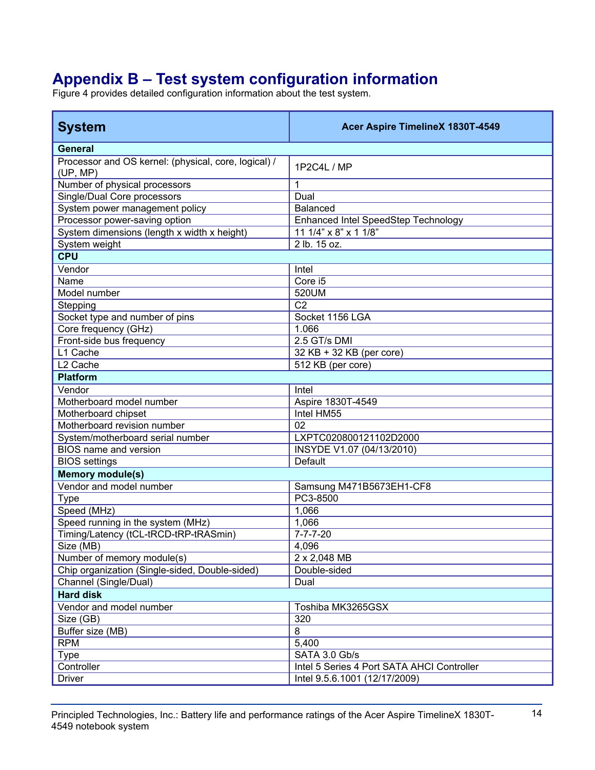# Appendix B – Test system configuration information

Figure 4 provides detailed configuration information about the test system.

| System | Acer Aspire TimelineX 1830T-4549 |
|---|---|
| **General** | |
| Processor and OS kernel: (physical, core, logical) / (UP, MP) | 1P2C4L / MP |
| Number of physical processors | 1 |
| Single/Dual Core processors | Dual |
| System power management policy | Balanced |
| Processor power-saving option | Enhanced Intel SpeedStep Technology |
| System dimensions (length x width x height) | 11 1/4" x 8" x 1 1/8" |
| System weight | 2 lb. 15 oz. |
| **CPU** | |
| Vendor | Intel |
| Name | Core i5 |
| Model number | 520UM |
| Stepping | C2 |
| Socket type and number of pins | Socket 1156 LGA |
| Core frequency (GHz) | 1.066 |
| Front-side bus frequency | 2.5 GT/s DMI |
| L1 Cache | 32 KB + 32 KB (per core) |
| L2 Cache | 512 KB (per core) |
| **Platform** | |
| Vendor | Intel |
| Motherboard model number | Aspire 1830T-4549 |
| Motherboard chipset | Intel HM55 |
| Motherboard revision number | 02 |
| System/motherboard serial number | LXPTC020800121102D2000 |
| BIOS name and version | INSYDE V1.07 (04/13/2010) |
| BIOS settings | Default |
| **Memory module(s)** | |
| Vendor and model number | Samsung M471B5673EH1-CF8 |
| Type | PC3-8500 |
| Speed (MHz) | 1,066 |
| Speed running in the system (MHz) | 1,066 |
| Timing/Latency (tCL-tRCD-tRP-tRASmin) | 7-7-7-20 |
| Size (MB) | 4,096 |
| Number of memory module(s) | 2 x 2,048 MB |
| Chip organization (Single-sided, Double-sided) | Double-sided |
| Channel (Single/Dual) | Dual |
| **Hard disk** | |
| Vendor and model number | Toshiba MK3265GSX |
| Size (GB) | 320 |
| Buffer size (MB) | 8 |
| RPM | 5,400 |
| Type | SATA 3.0 Gb/s |
| Controller | Intel 5 Series 4 Port SATA AHCI Controller |
| Driver | Intel 9.5.6.1001 (12/17/2009) |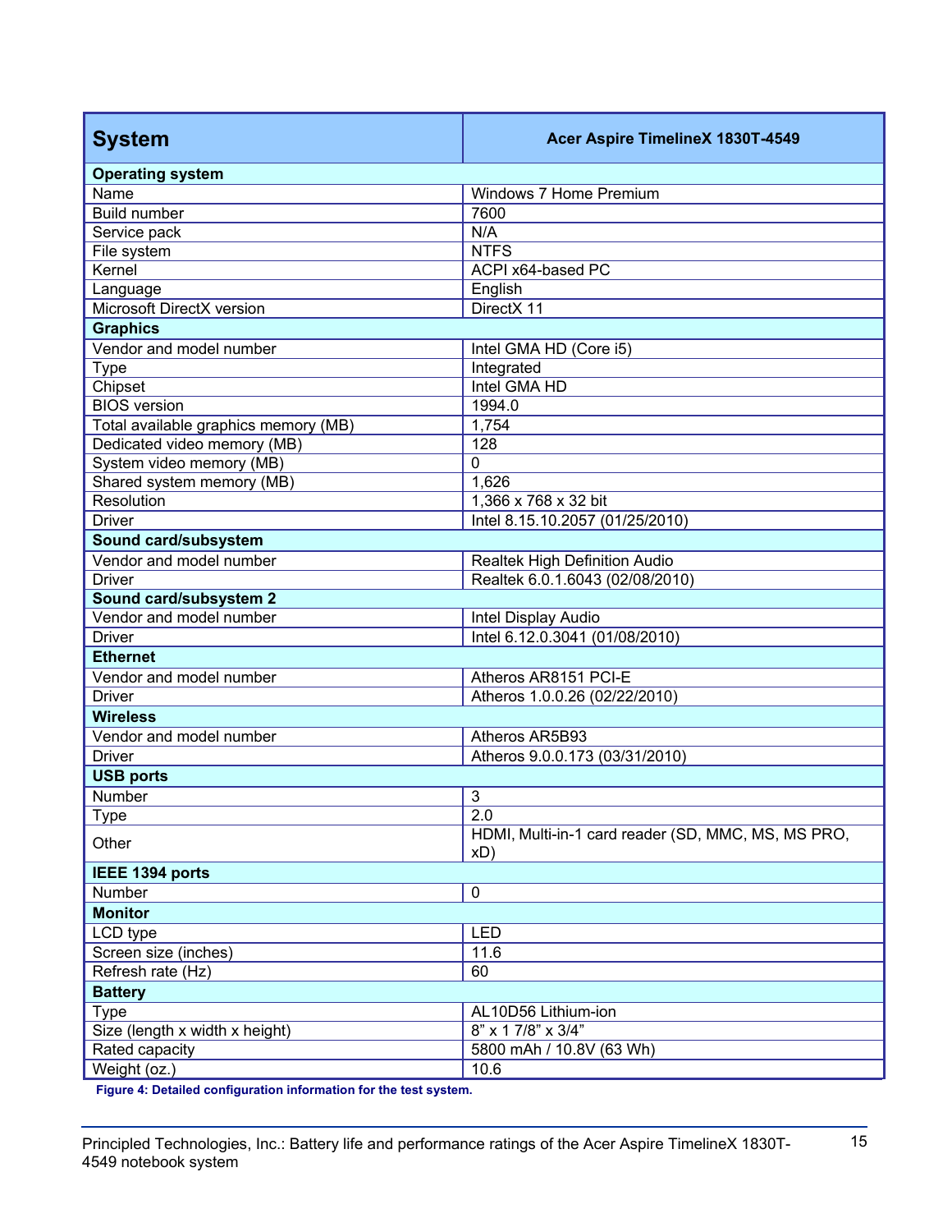| System | Acer Aspire TimelineX 1830T-4549 |
|---|---|
| **Operating system** | |
| Name | Windows 7 Home Premium |
| Build number | 7600 |
| Service pack | N/A |
| File system | NTFS |
| Kernel | ACPI x64-based PC |
| Language | English |
| Microsoft DirectX version | DirectX 11 |
| **Graphics** | |
| Vendor and model number | Intel GMA HD (Core i5) |
| Type | Integrated |
| Chipset | Intel GMA HD |
| BIOS version | 1994.0 |
| Total available graphics memory (MB) | 1,754 |
| Dedicated video memory (MB) | 128 |
| System video memory (MB) | 0 |
| Shared system memory (MB) | 1,626 |
| Resolution | 1,366 x 768 x 32 bit |
| Driver | Intel 8.15.10.2057 (01/25/2010) |
| **Sound card/subsystem** | |
| Vendor and model number | Realtek High Definition Audio |
| Driver | Realtek 6.0.1.6043 (02/08/2010) |
| **Sound card/subsystem 2** | |
| Vendor and model number | Intel Display Audio |
| Driver | Intel 6.12.0.3041 (01/08/2010) |
| **Ethernet** | |
| Vendor and model number | Atheros AR8151 PCI-E |
| Driver | Atheros 1.0.0.26 (02/22/2010) |
| **Wireless** | |
| Vendor and model number | Atheros AR5B93 |
| Driver | Atheros 9.0.0.173 (03/31/2010) |
| **USB ports** | |
| Number | 3 |
| Type | 2.0 |
| Other | HDMI, Multi-in-1 card reader (SD, MMC, MS, MS PRO, xD) |
| **IEEE 1394 ports** | |
| Number | 0 |
| **Monitor** | |
| LCD type | LED |
| Screen size (inches) | 11.6 |
| Refresh rate (Hz) | 60 |
| **Battery** | |
| Type | AL10D56 Lithium-ion |
| Size (length x width x height) | 8” x 1 7/8” x 3/4” |
| Rated capacity | 5800 mAh / 10.8V (63 Wh) |
| Weight (oz.) | 10.6 |

**Figure 4: Detailed configuration information for the test system.**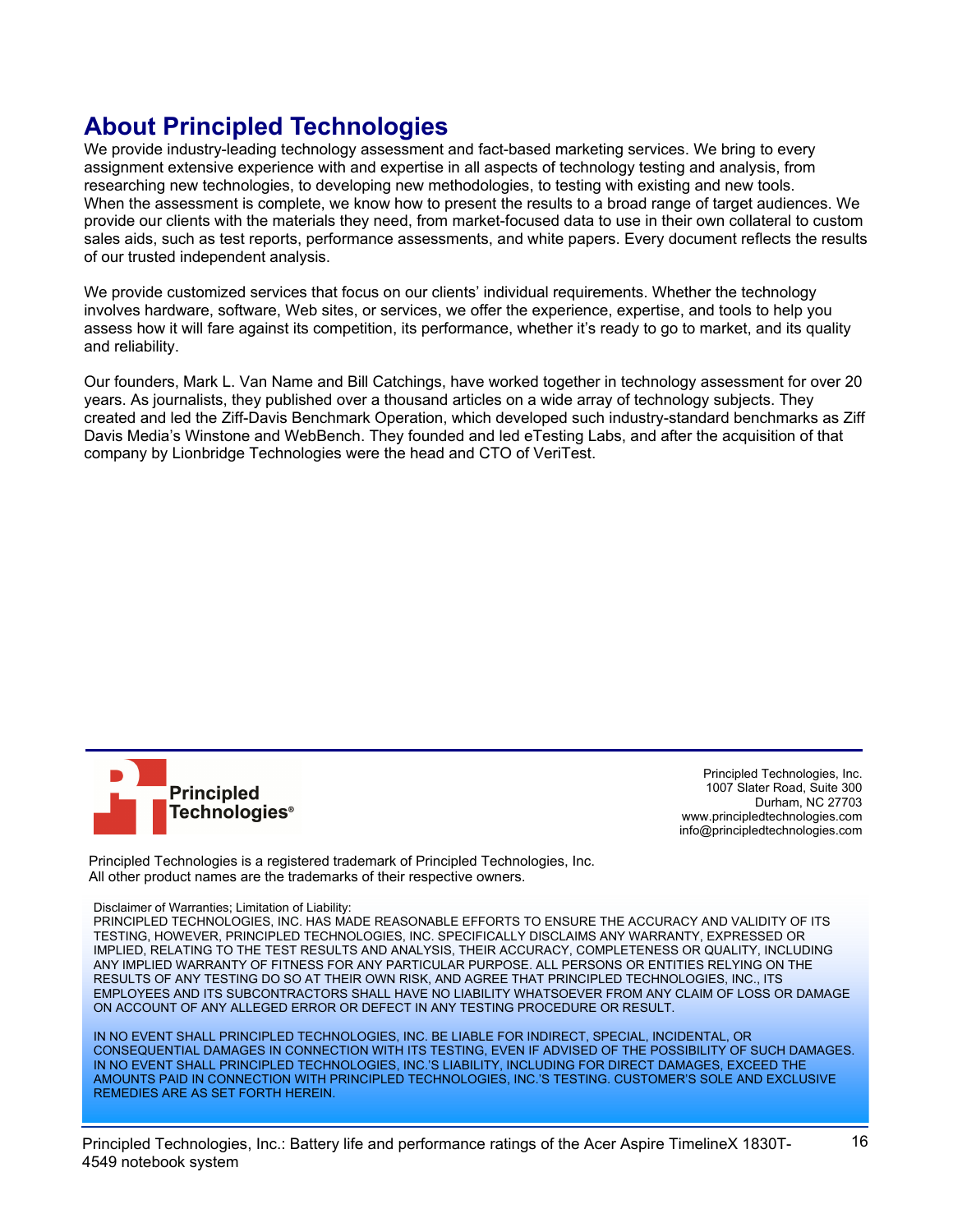## About Principled Technologies

We provide industry-leading technology assessment and fact-based marketing services. We bring to every assignment extensive experience with and expertise in all aspects of technology testing and analysis, from researching new technologies, to developing new methodologies, to testing with existing and new tools.
When the assessment is complete, we know how to present the results to a broad range of target audiences. We provide our clients with the materials they need, from market-focused data to use in their own collateral to custom sales aids, such as test reports, performance assessments, and white papers. Every document reflects the results of our trusted independent analysis.

We provide customized services that focus on our clients' individual requirements. Whether the technology involves hardware, software, Web sites, or services, we offer the experience, expertise, and tools to help you assess how it will fare against its competition, its performance, whether it's ready to go to market, and its quality and reliability.

Our founders, Mark L. Van Name and Bill Catchings, have worked together in technology assessment for over 20 years. As journalists, they published over a thousand articles on a wide array of technology subjects. They created and led the Ziff-Davis Benchmark Operation, which developed such industry-standard benchmarks as Ziff Davis Media's Winstone and WebBench. They founded and led eTesting Labs, and after the acquisition of that company by Lionbridge Technologies were the head and CTO of VeriTest.

Principled Technologies®

Principled Technologies, Inc.
1007 Slater Road, Suite 300
Durham, NC 27703
www.principledtechnologies.com
info@principledtechnologies.com

Principled Technologies is a registered trademark of Principled Technologies, Inc.
All other product names are the trademarks of their respective owners.

Disclaimer of Warranties; Limitation of Liability:
PRINCIPLED TECHNOLOGIES, INC. HAS MADE REASONABLE EFFORTS TO ENSURE THE ACCURACY AND VALIDITY OF ITS TESTING, HOWEVER, PRINCIPLED TECHNOLOGIES, INC. SPECIFICALLY DISCLAIMS ANY WARRANTY, EXPRESSED OR IMPLIED, RELATING TO THE TEST RESULTS AND ANALYSIS, THEIR ACCURACY, COMPLETENESS OR QUALITY, INCLUDING ANY IMPLIED WARRANTY OF FITNESS FOR ANY PARTICULAR PURPOSE. ALL PERSONS OR ENTITIES RELYING ON THE RESULTS OF ANY TESTING DO SO AT THEIR OWN RISK, AND AGREE THAT PRINCIPLED TECHNOLOGIES, INC., ITS EMPLOYEES AND ITS SUBCONTRACTORS SHALL HAVE NO LIABILITY WHATSOEVER FROM ANY CLAIM OF LOSS OR DAMAGE ON ACCOUNT OF ANY ALLEGED ERROR OR DEFECT IN ANY TESTING PROCEDURE OR RESULT.

IN NO EVENT SHALL PRINCIPLED TECHNOLOGIES, INC. BE LIABLE FOR INDIRECT, SPECIAL, INCIDENTAL, OR CONSEQUENTIAL DAMAGES IN CONNECTION WITH ITS TESTING, EVEN IF ADVISED OF THE POSSIBILITY OF SUCH DAMAGES. IN NO EVENT SHALL PRINCIPLED TECHNOLOGIES, INC.'S LIABILITY, INCLUDING FOR DIRECT DAMAGES, EXCEED THE AMOUNTS PAID IN CONNECTION WITH PRINCIPLED TECHNOLOGIES, INC.'S TESTING. CUSTOMER'S SOLE AND EXCLUSIVE REMEDIES ARE AS SET FORTH HEREIN.